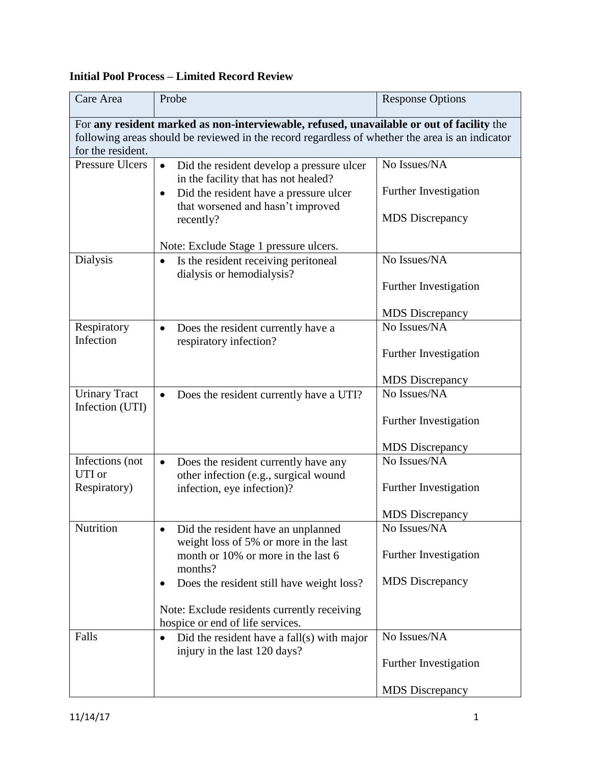**Initial Pool Process – Limited Record Review**

| Care Area | Probe | Response Options |
|---|---|---|
| For **any resident marked as non-interviewable, refused, unavailable or out of facility** the following areas should be reviewed in the record regardless of whether the area is an indicator for the resident. | | |
| Pressure Ulcers | • Did the resident develop a pressure ulcer in the facility that has not healed?<br>• Did the resident have a pressure ulcer that worsened and hasn't improved recently?<br><br>Note: Exclude Stage 1 pressure ulcers. | No Issues/NA<br><br>Further Investigation<br><br>MDS Discrepancy |
| Dialysis | • Is the resident receiving peritoneal dialysis or hemodialysis? | No Issues/NA<br><br>Further Investigation<br><br>MDS Discrepancy |
| Respiratory Infection | • Does the resident currently have a respiratory infection? | No Issues/NA<br><br>Further Investigation<br><br>MDS Discrepancy |
| Urinary Tract Infection (UTI) | • Does the resident currently have a UTI? | No Issues/NA<br><br>Further Investigation<br><br>MDS Discrepancy |
| Infections (not UTI or Respiratory) | • Does the resident currently have any other infection (e.g., surgical wound infection, eye infection)? | No Issues/NA<br><br>Further Investigation<br><br>MDS Discrepancy |
| Nutrition | • Did the resident have an unplanned weight loss of 5% or more in the last month or 10% or more in the last 6 months?<br>• Does the resident still have weight loss?<br><br>Note: Exclude residents currently receiving hospice or end of life services. | No Issues/NA<br><br>Further Investigation<br><br>MDS Discrepancy |
| Falls | • Did the resident have a fall(s) with major injury in the last 120 days? | No Issues/NA<br><br>Further Investigation<br><br>MDS Discrepancy |

11/14/17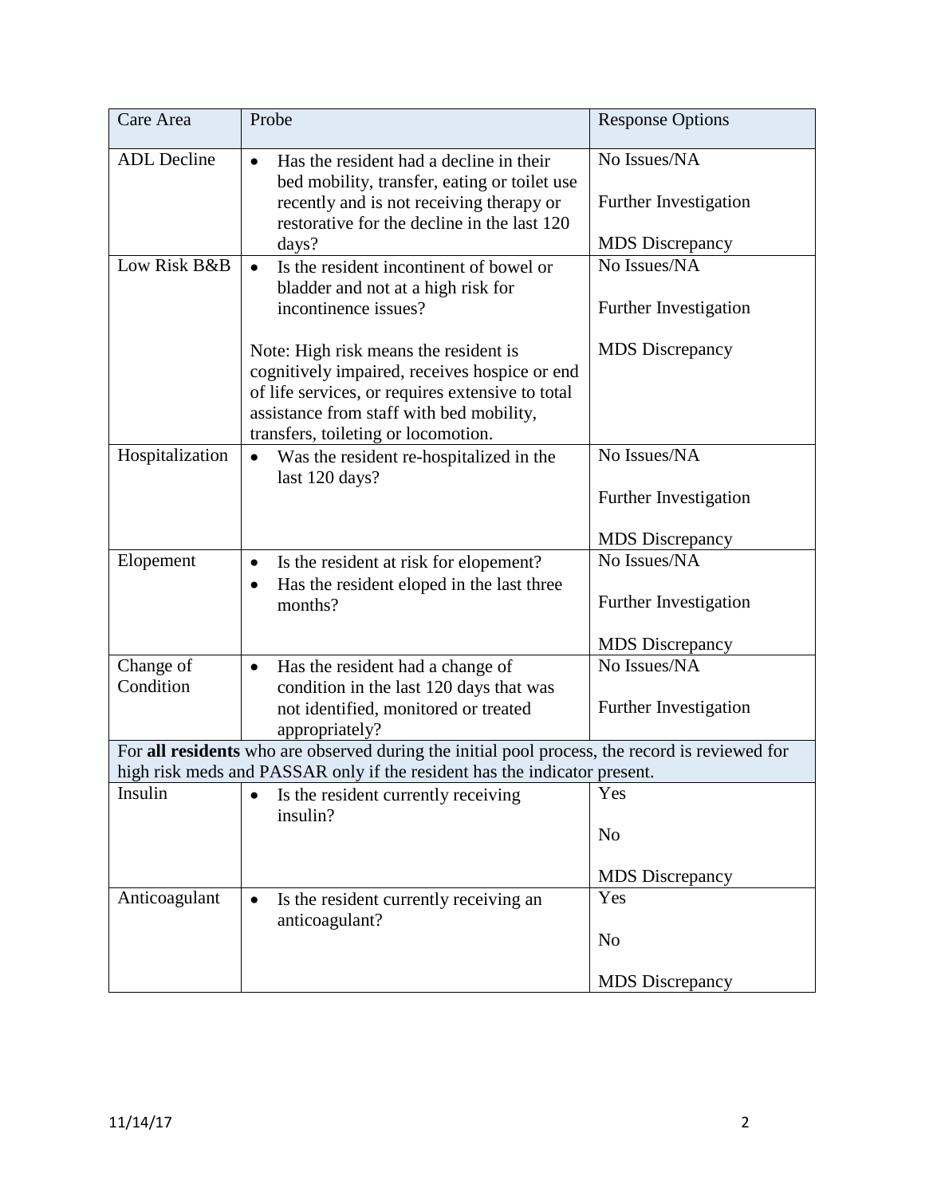| Care Area | Probe | Response Options |
|---|---|---|
| ADL Decline | • Has the resident had a decline in their bed mobility, transfer, eating or toilet use recently and is not receiving therapy or restorative for the decline in the last 120 days? | No Issues/NA<br><br>Further Investigation<br><br>MDS Discrepancy |
| Low Risk B&B | • Is the resident incontinent of bowel or bladder and not at a high risk for incontinence issues?<br><br>Note: High risk means the resident is cognitively impaired, receives hospice or end of life services, or requires extensive to total assistance from staff with bed mobility, transfers, toileting or locomotion. | No Issues/NA<br><br>Further Investigation<br><br>MDS Discrepancy |
| Hospitalization | • Was the resident re-hospitalized in the last 120 days? | No Issues/NA<br><br>Further Investigation<br><br>MDS Discrepancy |
| Elopement | • Is the resident at risk for elopement?<br>• Has the resident eloped in the last three months? | No Issues/NA<br><br>Further Investigation<br><br>MDS Discrepancy |
| Change of Condition | • Has the resident had a change of condition in the last 120 days that was not identified, monitored or treated appropriately? | No Issues/NA<br><br>Further Investigation |
| For **all residents** who are observed during the initial pool process, the record is reviewed for high risk meds and PASSAR only if the resident has the indicator present. | | |
| Insulin | • Is the resident currently receiving insulin? | Yes<br><br>No<br><br>MDS Discrepancy |
| Anticoagulant | • Is the resident currently receiving an anticoagulant? | Yes<br><br>No<br><br>MDS Discrepancy |

11/14/17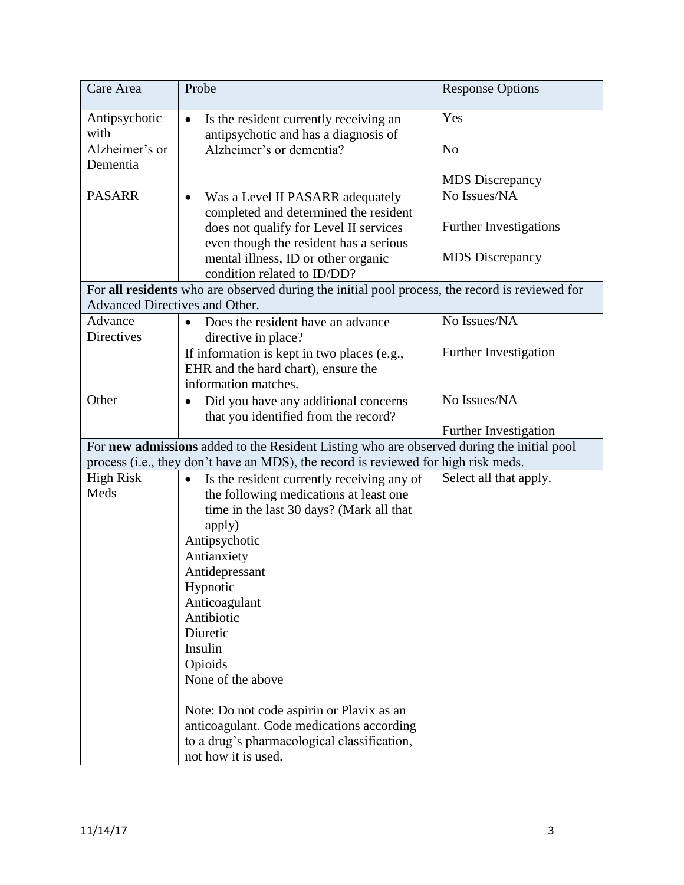| Care Area | Probe | Response Options |
|---|---|---|
| Antipsychotic with Alzheimer's or Dementia | • Is the resident currently receiving an antipsychotic and has a diagnosis of Alzheimer's or dementia? | Yes<br><br>No<br><br>MDS Discrepancy |
| PASARR | • Was a Level II PASARR adequately completed and determined the resident does not qualify for Level II services even though the resident has a serious mental illness, ID or other organic condition related to ID/DD? | No Issues/NA<br><br>Further Investigations<br><br>MDS Discrepancy |
| For **all residents** who are observed during the initial pool process, the record is reviewed for Advanced Directives and Other. | | |
| Advance Directives | • Does the resident have an advance directive in place?<br>If information is kept in two places (e.g., EHR and the hard chart), ensure the information matches. | No Issues/NA<br><br>Further Investigation |
| Other | • Did you have any additional concerns that you identified from the record? | No Issues/NA<br><br>Further Investigation |
| For **new admissions** added to the Resident Listing who are observed during the initial pool process (i.e., they don't have an MDS), the record is reviewed for high risk meds. | | |
| High Risk Meds | • Is the resident currently receiving any of the following medications at least one time in the last 30 days? (Mark all that apply)<br>Antipsychotic<br>Antianxiety<br>Antidepressant<br>Hypnotic<br>Anticoagulant<br>Antibiotic<br>Diuretic<br>Insulin<br>Opioids<br>None of the above<br><br>Note: Do not code aspirin or Plavix as an anticoagulant. Code medications according to a drug's pharmacological classification, not how it is used. | Select all that apply. |

11/14/17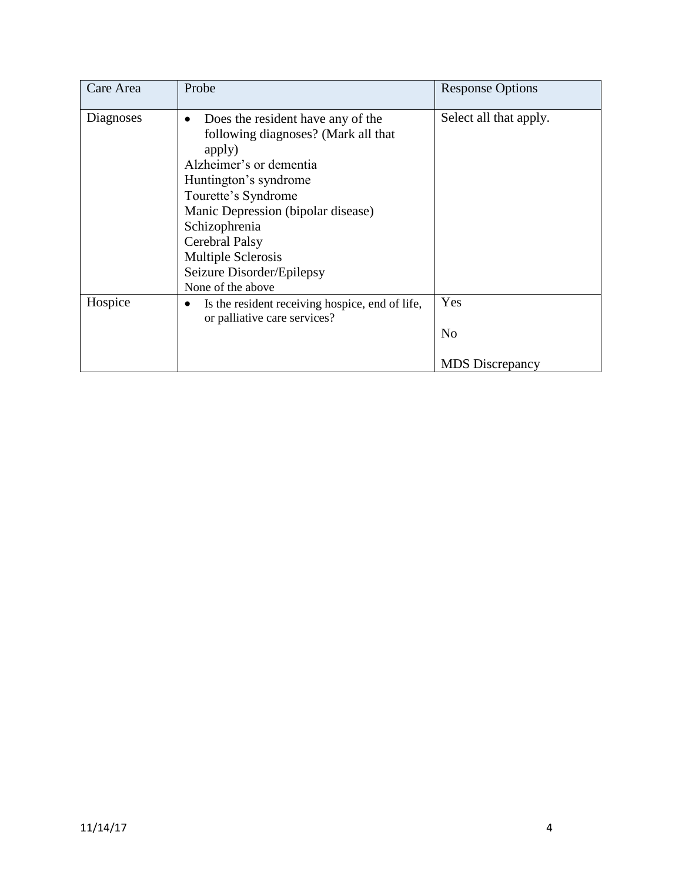| Care Area | Probe | Response Options |
|---|---|---|
| Diagnoses | • Does the resident have any of the following diagnoses? (Mark all that apply)<br>Alzheimer's or dementia<br>Huntington's syndrome<br>Tourette's Syndrome<br>Manic Depression (bipolar disease)<br>Schizophrenia<br>Cerebral Palsy<br>Multiple Sclerosis<br>Seizure Disorder/Epilepsy<br>None of the above | Select all that apply. |
| Hospice | • Is the resident receiving hospice, end of life, or palliative care services? | Yes<br><br>No<br><br>MDS Discrepancy |